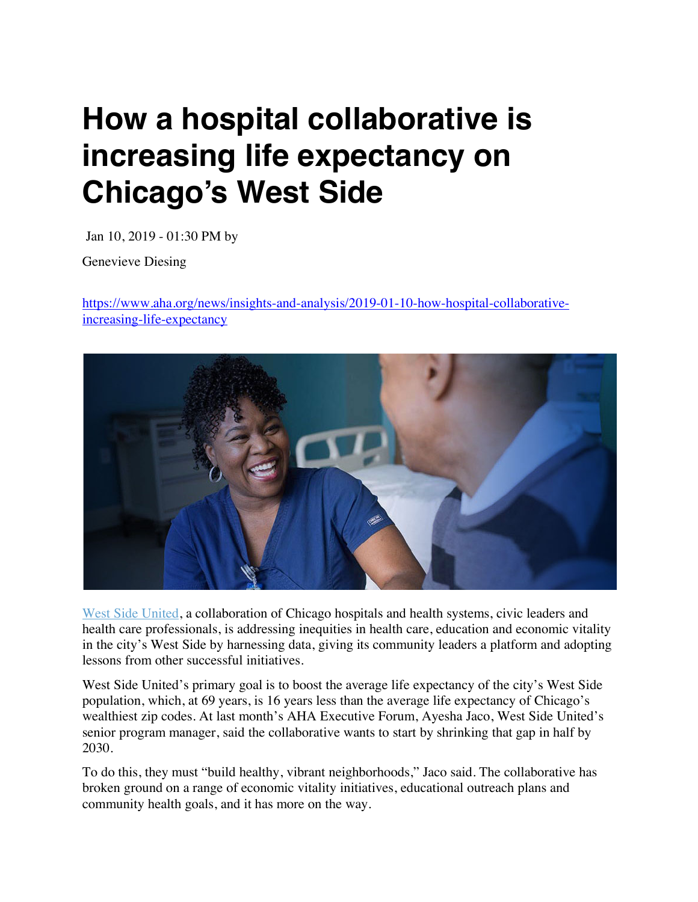# How a hospital collaborative is increasing life expectancy on Chicago's West Side

Jan 10, 2019 - 01:30 PM by

Genevieve Diesing

https://www.aha.org/news/insights-and-analysis/2019-01-10-how-hospital-collaborative-increasing-life-expectancy

West Side United, a collaboration of Chicago hospitals and health systems, civic leaders and health care professionals, is addressing inequities in health care, education and economic vitality in the city's West Side by harnessing data, giving its community leaders a platform and adopting lessons from other successful initiatives.

West Side United's primary goal is to boost the average life expectancy of the city's West Side population, which, at 69 years, is 16 years less than the average life expectancy of Chicago's wealthiest zip codes. At last month's AHA Executive Forum, Ayesha Jaco, West Side United's senior program manager, said the collaborative wants to start by shrinking that gap in half by 2030.

To do this, they must "build healthy, vibrant neighborhoods," Jaco said. The collaborative has broken ground on a range of economic vitality initiatives, educational outreach plans and community health goals, and it has more on the way.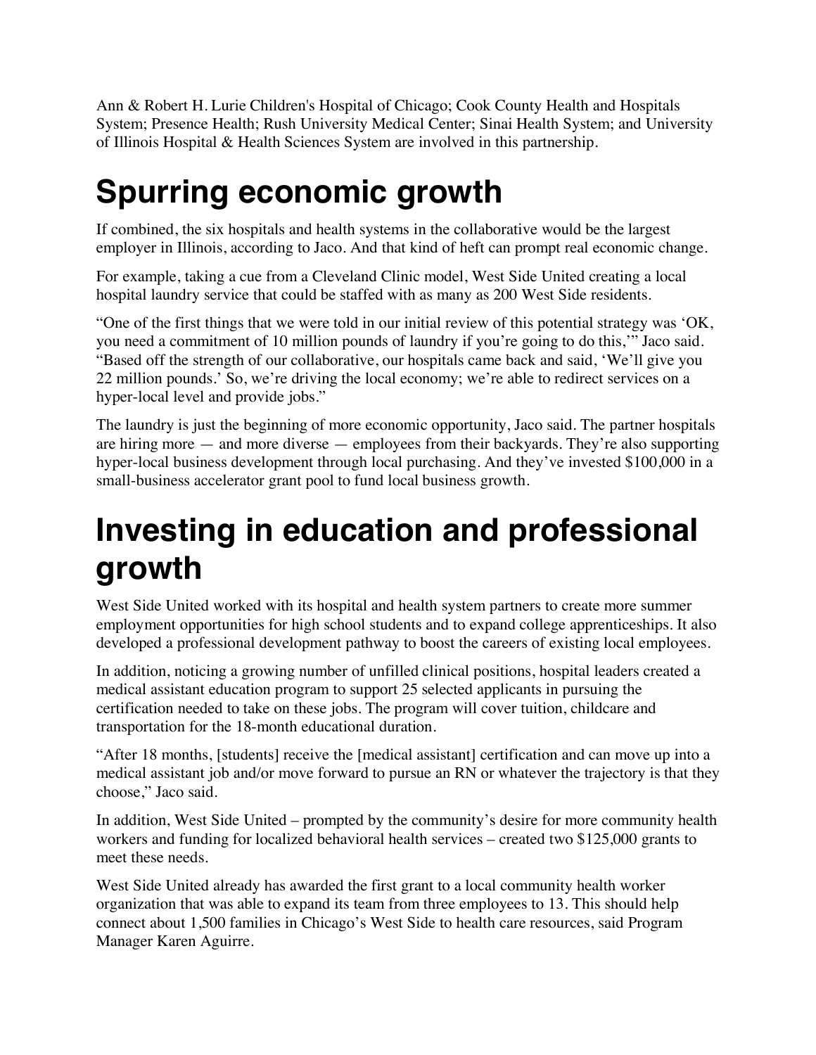Ann & Robert H. Lurie Children's Hospital of Chicago; Cook County Health and Hospitals System; Presence Health; Rush University Medical Center; Sinai Health System; and University of Illinois Hospital & Health Sciences System are involved in this partnership.

# Spurring economic growth

If combined, the six hospitals and health systems in the collaborative would be the largest employer in Illinois, according to Jaco. And that kind of heft can prompt real economic change.

For example, taking a cue from a Cleveland Clinic model, West Side United creating a local hospital laundry service that could be staffed with as many as 200 West Side residents.

"One of the first things that we were told in our initial review of this potential strategy was 'OK, you need a commitment of 10 million pounds of laundry if you're going to do this,'" Jaco said. "Based off the strength of our collaborative, our hospitals came back and said, 'We'll give you 22 million pounds.' So, we're driving the local economy; we're able to redirect services on a hyper-local level and provide jobs."

The laundry is just the beginning of more economic opportunity, Jaco said. The partner hospitals are hiring more — and more diverse — employees from their backyards. They're also supporting hyper-local business development through local purchasing. And they've invested $100,000 in a small-business accelerator grant pool to fund local business growth.

# Investing in education and professional growth

West Side United worked with its hospital and health system partners to create more summer employment opportunities for high school students and to expand college apprenticeships. It also developed a professional development pathway to boost the careers of existing local employees.

In addition, noticing a growing number of unfilled clinical positions, hospital leaders created a medical assistant education program to support 25 selected applicants in pursuing the certification needed to take on these jobs. The program will cover tuition, childcare and transportation for the 18-month educational duration.

"After 18 months, [students] receive the [medical assistant] certification and can move up into a medical assistant job and/or move forward to pursue an RN or whatever the trajectory is that they choose," Jaco said.

In addition, West Side United – prompted by the community's desire for more community health workers and funding for localized behavioral health services – created two $125,000 grants to meet these needs.

West Side United already has awarded the first grant to a local community health worker organization that was able to expand its team from three employees to 13. This should help connect about 1,500 families in Chicago's West Side to health care resources, said Program Manager Karen Aguirre.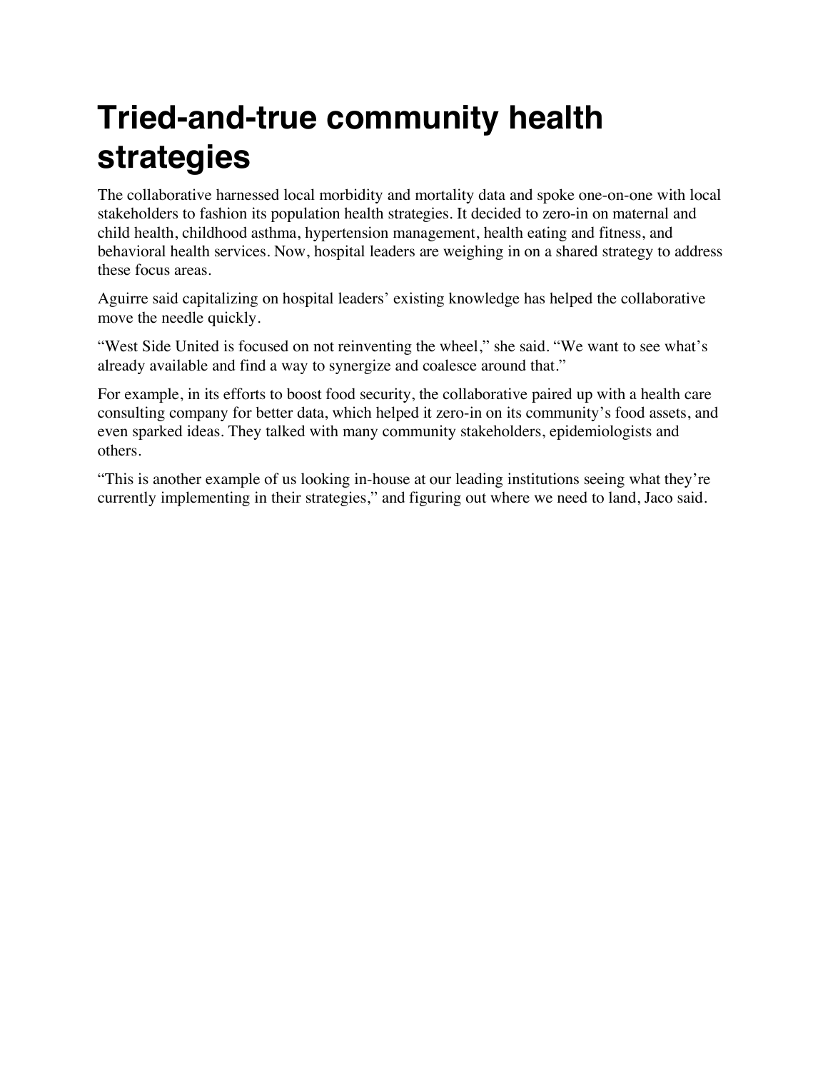# Tried-and-true community health strategies

The collaborative harnessed local morbidity and mortality data and spoke one-on-one with local stakeholders to fashion its population health strategies. It decided to zero-in on maternal and child health, childhood asthma, hypertension management, health eating and fitness, and behavioral health services. Now, hospital leaders are weighing in on a shared strategy to address these focus areas.

Aguirre said capitalizing on hospital leaders' existing knowledge has helped the collaborative move the needle quickly.

"West Side United is focused on not reinventing the wheel," she said. "We want to see what's already available and find a way to synergize and coalesce around that."

For example, in its efforts to boost food security, the collaborative paired up with a health care consulting company for better data, which helped it zero-in on its community's food assets, and even sparked ideas. They talked with many community stakeholders, epidemiologists and others.

"This is another example of us looking in-house at our leading institutions seeing what they're currently implementing in their strategies," and figuring out where we need to land, Jaco said.